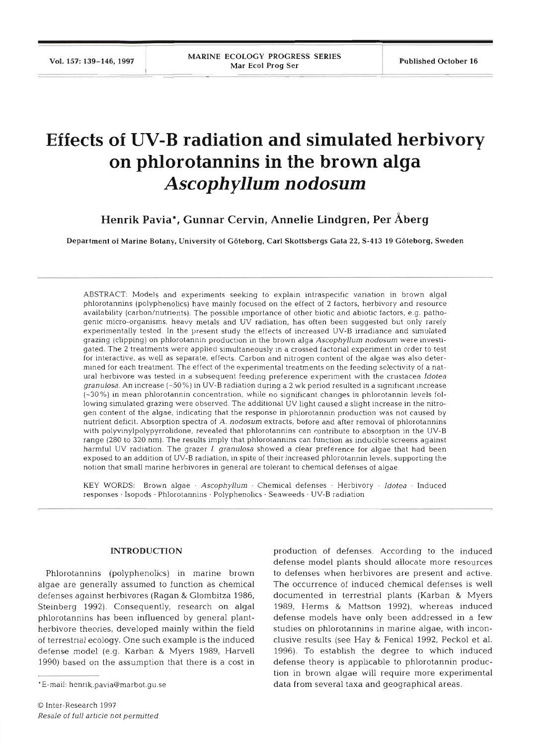# Effects of UV-B radiation and simulated herbivory on phlorotannins in the brown alga *Ascophyllum nodosum*

**Henrik Pavia\*, Gunnar Cervin, Annelie Lindgren, Per Åberg**

Department of Marine Botany, University of Göteborg, Carl Skottsbergs Gata 22, S-413 19 Göteborg, Sweden

ABSTRACT: Models and experiments seeking to explain intraspecific variation in brown algal phlorotannins (polyphenolics) have mainly focused on the effect of 2 factors, herbivory and resource availability (carbon/nutrients). The possible importance of other biotic and abiotic factors, e.g. pathogenic micro-organisms, heavy metals and UV radiation, has often been suggested but only rarely experimentally tested. In the present study the effects of increased UV-B irradiance and simulated grazing (clipping) on phlorotannin production in the brown alga *Ascophyllum nodosum* were investigated. The 2 treatments were applied simultaneously in a crossed factorial experiment in order to test for interactive, as well as separate, effects. Carbon and nitrogen content of the algae was also determined for each treatment. The effect of the experimental treatments on the feeding selectivity of a natural herbivore was tested in a subsequent feeding preference experiment with the crustacea *Idotea granulosa*. An increase (~50%) in UV-B radiation during a 2 wk period resulted in a significant increase (~30%) in mean phlorotannin concentration, while no significant changes in phlorotannin levels following simulated grazing were observed. The additional UV light caused a slight increase in the nitrogen content of the algae, indicating that the response in phlorotannin production was not caused by nutrient deficit. Absorption spectra of *A. nodosum* extracts, before and after removal of phlorotannins with polyvinylpolypyrrolidone, revealed that phlorotannins can contribute to absorption in the UV-B range (280 to 320 nm). The results imply that phlorotannins can function as inducible screens against harmful UV radiation. The grazer *I. granulosa* showed a clear preference for algae that had been exposed to an addition of UV-B radiation, in spite of their increased phlorotannin levels, supporting the notion that small marine herbivores in general are tolerant to chemical defenses of algae.

KEY WORDS: Brown algae · *Ascophyllum* · Chemical defenses · Herbivory · *Idotea* · Induced responses · Isopods · Phlorotannins · Polyphenolics · Seaweeds · UV-B radiation

## INTRODUCTION

Phlorotannins (polyphenolics) in marine brown algae are generally assumed to function as chemical defenses against herbivores (Ragan & Glombitza 1986, Steinberg 1992). Consequently, research on algal phlorotannins has been influenced by general plant-herbivore theories, developed mainly within the field of terrestrial ecology. One such example is the induced defense model (e.g. Karban & Myers 1989, Harvell 1990) based on the assumption that there is a cost in production of defenses. According to the induced defense model plants should allocate more resources to defenses when herbivores are present and active. The occurrence of induced chemical defenses is well documented in terrestrial plants (Karban & Myers 1989, Herms & Mattson 1992), whereas induced defense models have only been addressed in a few studies on phlorotannins in marine algae, with inconclusive results (see Hay & Fenical 1992, Peckol et al. 1996). To establish the degree to which induced defense theory is applicable to phlorotannin production in brown algae will require more experimental data from several taxa and geographical areas.

\*E-mail: henrik.pavia@marbot.gu.se

© Inter-Research 1997
*Resale of full article not permitted*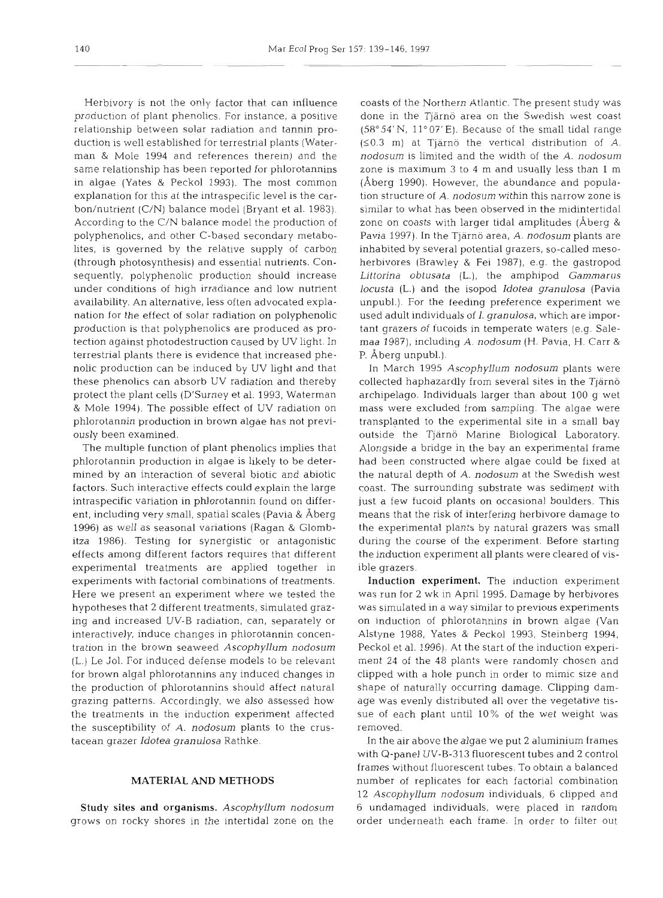Herbivory is not the only factor that can influence production of plant phenolics. For instance, a positive relationship between solar radiation and tannin production is well established for terrestrial plants (Waterman & Mole 1994 and references therein) and the same relationship has been reported for phlorotannins in algae (Yates & Peckol 1993). The most common explanation for this at the intraspecific level is the carbon/nutrient (C/N) balance model (Bryant et al. 1983). According to the C/N balance model the production of polyphenolics, and other C-based secondary metabolites, is governed by the relative supply of carbon (through photosynthesis) and essential nutrients. Consequently, polyphenolic production should increase under conditions of high irradiance and low nutrient availability. An alternative, less often advocated explanation for the effect of solar radiation on polyphenolic production is that polyphenolics are produced as protection against photodestruction caused by UV light. In terrestrial plants there is evidence that increased phenolic production can be induced by UV light and that these phenolics can absorb UV radiation and thereby protect the plant cells (D'Surney et al. 1993, Waterman & Mole 1994). The possible effect of UV radiation on phlorotannin production in brown algae has not previously been examined.

The multiple function of plant phenolics implies that phlorotannin production in algae is likely to be determined by an interaction of several biotic and abiotic factors. Such interactive effects could explain the large intraspecific variation in phlorotannin found on different, including very small, spatial scales (Pavia & Åberg 1996) as well as seasonal variations (Ragan & Glombitza 1986). Testing for synergistic or antagonistic effects among different factors requires that different experimental treatments are applied together in experiments with factorial combinations of treatments. Here we present an experiment where we tested the hypotheses that 2 different treatments, simulated grazing and increased UV-B radiation, can, separately or interactively, induce changes in phlorotannin concentration in the brown seaweed *Ascophyllum nodosum* (L.) Le Jol. For induced defense models to be relevant for brown algal phlorotannins any induced changes in the production of phlorotannins should affect natural grazing patterns. Accordingly, we also assessed how the treatments in the induction experiment affected the susceptibility of *A. nodosum* plants to the crustacean grazer *Idotea granulosa* Rathke.

## MATERIAL AND METHODS

**Study sites and organisms.** *Ascophyllum nodosum* grows on rocky shores in the intertidal zone on the coasts of the Northern Atlantic. The present study was done in the Tjärnö area on the Swedish west coast (58° 54' N, 11° 07' E). Because of the small tidal range (≤0.3 m) at Tjärnö the vertical distribution of *A. nodosum* is limited and the width of the *A. nodosum* zone is maximum 3 to 4 m and usually less than 1 m (Åberg 1990). However, the abundance and population structure of *A. nodosum* within this narrow zone is similar to what has been observed in the midintertidal zone on coasts with larger tidal amplitudes (Åberg & Pavia 1997). In the Tjärnö area, *A. nodosum* plants are inhabited by several potential grazers, so-called mesoherbivores (Brawley & Fei 1987), e.g. the gastropod *Littorina obtusata* (L.), the amphipod *Gammarus locusta* (L.) and the isopod *Idotea granulosa* (Pavia unpubl.). For the feeding preference experiment we used adult individuals of *I. granulosa*, which are important grazers of fucoids in temperate waters (e.g. Salemaa 1987), including *A. nodosum* (H. Pavia, H. Carr & P. Åberg unpubl.).

In March 1995 *Ascophyllum nodosum* plants were collected haphazardly from several sites in the Tjärnö archipelago. Individuals larger than about 100 g wet mass were excluded from sampling. The algae were transplanted to the experimental site in a small bay outside the Tjärnö Marine Biological Laboratory. Alongside a bridge in the bay an experimental frame had been constructed where algae could be fixed at the natural depth of *A. nodosum* at the Swedish west coast. The surrounding substrate was sediment with just a few fucoid plants on occasional boulders. This means that the risk of interfering herbivore damage to the experimental plants by natural grazers was small during the course of the experiment. Before starting the induction experiment all plants were cleared of visible grazers.

**Induction experiment.** The induction experiment was run for 2 wk in April 1995. Damage by herbivores was simulated in a way similar to previous experiments on induction of phlorotannins in brown algae (Van Alstyne 1988, Yates & Peckol 1993, Steinberg 1994, Peckol et al. 1996). At the start of the induction experiment 24 of the 48 plants were randomly chosen and clipped with a hole punch in order to mimic size and shape of naturally occurring damage. Clipping damage was evenly distributed all over the vegetative tissue of each plant until 10% of the wet weight was removed.

In the air above the algae we put 2 aluminium frames with Q-panel UV-B-313 fluorescent tubes and 2 control frames without fluorescent tubes. To obtain a balanced number of replicates for each factorial combination 12 *Ascophyllum nodosum* individuals, 6 clipped and 6 undamaged individuals, were placed in random order underneath each frame. In order to filter out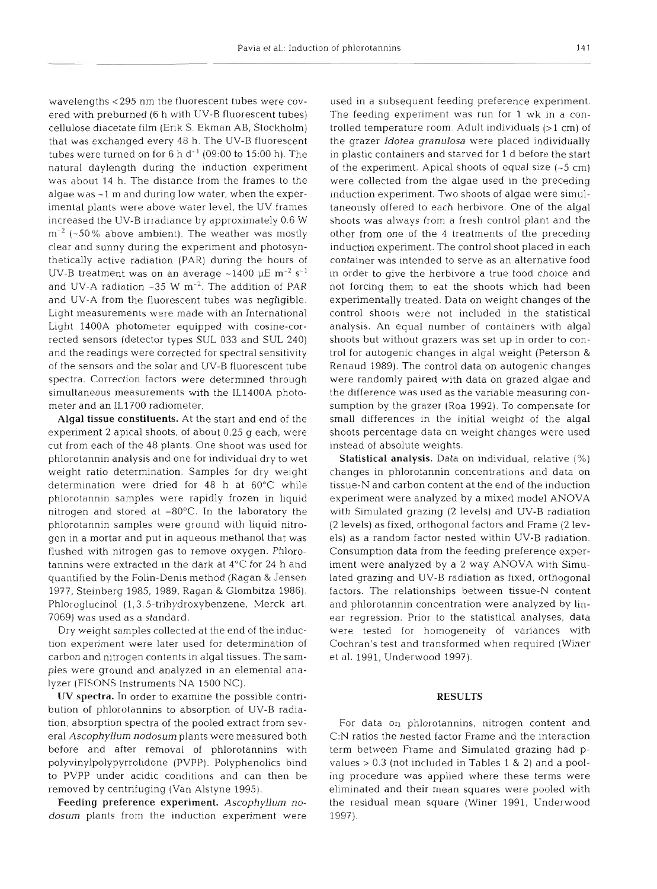wavelengths <295 nm the fluorescent tubes were covered with preburned (6 h with UV-B fluorescent tubes) cellulose diacetate film (Erik S. Ekman AB, Stockholm) that was exchanged every 48 h. The UV-B fluorescent tubes were turned on for 6 h $d^{-1}$ (09:00 to 15:00 h). The natural daylength during the induction experiment was about 14 h. The distance from the frames to the algae was ~1 m and during low water, when the experimental plants were above water level, the UV frames increased the UV-B irradiance by approximately 0.6 W $m^{-2}$ (~50% above ambient). The weather was mostly clear and sunny during the experiment and photosynthetically active radiation (PAR) during the hours of UV-B treatment was on an average ~1400 µE $m^{-2}$ $s^{-1}$ and UV-A radiation ~35 W $m^{-2}$. The addition of PAR and UV-A from the fluorescent tubes was negligible. Light measurements were made with an International Light 1400A photometer equipped with cosine-corrected sensors (detector types SUL 033 and SUL 240) and the readings were corrected for spectral sensitivity of the sensors and the solar and UV-B fluorescent tube spectra. Correction factors were determined through simultaneous measurements with the IL1400A photometer and an IL1700 radiometer.

**Algal tissue constituents.** At the start and end of the experiment 2 apical shoots, of about 0.25 g each, were cut from each of the 48 plants. One shoot was used for phlorotannin analysis and one for individual dry to wet weight ratio determination. Samples for dry weight determination were dried for 48 h at 60°C while phlorotannin samples were rapidly frozen in liquid nitrogen and stored at −80°C. In the laboratory the phlorotannin samples were ground with liquid nitrogen in a mortar and put in aqueous methanol that was flushed with nitrogen gas to remove oxygen. Phlorotannins were extracted in the dark at 4°C for 24 h and quantified by the Folin-Denis method (Ragan & Jensen 1977, Steinberg 1985, 1989, Ragan & Glombitza 1986). Phloroglucinol (1,3,5-trihydroxybenzene, Merck art. 7069) was used as a standard.

Dry weight samples collected at the end of the induction experiment were later used for determination of carbon and nitrogen contents in algal tissues. The samples were ground and analyzed in an elemental analyzer (FISONS Instruments NA 1500 NC).

**UV spectra.** In order to examine the possible contribution of phlorotannins to absorption of UV-B radiation, absorption spectra of the pooled extract from several *Ascophyllum nodosum* plants were measured both before and after removal of phlorotannins with polyvinylpolypyrrolidone (PVPP). Polyphenolics bind to PVPP under acidic conditions and can then be removed by centrifuging (Van Alstyne 1995).

**Feeding preference experiment.** *Ascophyllum nodosum* plants from the induction experiment were used in a subsequent feeding preference experiment. The feeding experiment was run for 1 wk in a controlled temperature room. Adult individuals (>1 cm) of the grazer *Idotea granulosa* were placed individually in plastic containers and starved for 1 d before the start of the experiment. Apical shoots of equal size (~5 cm) were collected from the algae used in the preceding induction experiment. Two shoots of algae were simultaneously offered to each herbivore. One of the algal shoots was always from a fresh control plant and the other from one of the 4 treatments of the preceding induction experiment. The control shoot placed in each container was intended to serve as an alternative food in order to give the herbivore a true food choice and not forcing them to eat the shoots which had been experimentally treated. Data on weight changes of the control shoots were not included in the statistical analysis. An equal number of containers with algal shoots but without grazers was set up in order to control for autogenic changes in algal weight (Peterson & Renaud 1989). The control data on autogenic changes were randomly paired with data on grazed algae and the difference was used as the variable measuring consumption by the grazer (Roa 1992). To compensate for small differences in the initial weight of the algal shoots percentage data on weight changes were used instead of absolute weights.

**Statistical analysis.** Data on individual, relative (%) changes in phlorotannin concentrations and data on tissue-N and carbon content at the end of the induction experiment were analyzed by a mixed model ANOVA with Simulated grazing (2 levels) and UV-B radiation (2 levels) as fixed, orthogonal factors and Frame (2 levels) as a random factor nested within UV-B radiation. Consumption data from the feeding preference experiment were analyzed by a 2 way ANOVA with Simulated grazing and UV-B radiation as fixed, orthogonal factors. The relationships between tissue-N content and phlorotannin concentration were analyzed by linear regression. Prior to the statistical analyses, data were tested for homogeneity of variances with Cochran's test and transformed when required (Winer et al. 1991, Underwood 1997).

## RESULTS

For data on phlorotannins, nitrogen content and C:N ratios the nested factor Frame and the interaction term between Frame and Simulated grazing had p-values > 0.3 (not included in Tables 1 & 2) and a pooling procedure was applied where these terms were eliminated and their mean squares were pooled with the residual mean square (Winer 1991, Underwood 1997).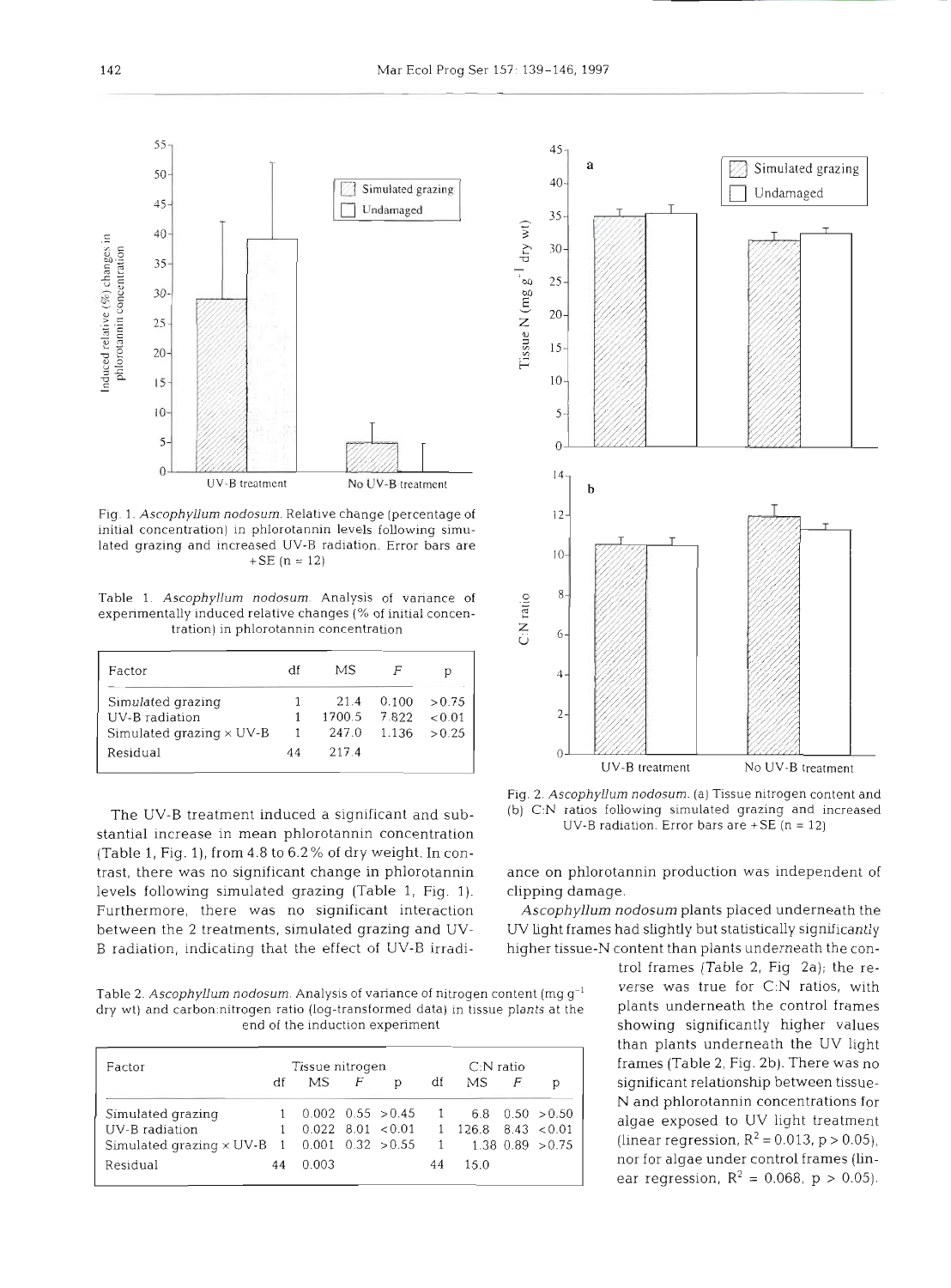55
50
45
40
35
30
25
20
15
10
5
0

Induced relative (%) changes in phlorotannin concentration

Simulated grazing
Undamaged

UV-B treatment
No UV-B treatment

Fig. 1. *Ascophyllum nodosum*. Relative change (percentage of initial concentration) in phlorotannin levels following simulated grazing and increased UV-B radiation. Error bars are +SE (n = 12)

Table 1. *Ascophyllum nodosum*. Analysis of variance of experimentally induced relative changes (% of initial concentration) in phlorotannin concentration

| Factor | df | MS | *F* | p |
|---|---|---|---|---|
| Simulated grazing | 1 | 21.4 | 0.100 | >0.75 |
| UV-B radiation | 1 | 1700.5 | 7.822 | <0.01 |
| Simulated grazing × UV-B | 1 | 247.0 | 1.136 | >0.25 |
| Residual | 44 | 217.4 | | |

The UV-B treatment induced a significant and substantial increase in mean phlorotannin concentration (Table 1, Fig. 1), from 4.8 to 6.2% of dry weight. In contrast, there was no significant change in phlorotannin levels following simulated grazing (Table 1, Fig. 1). Furthermore, there was no significant interaction between the 2 treatments, simulated grazing and UV-B radiation, indicating that the effect of UV-B irradiance on phlorotannin production was independent of clipping damage.

*Ascophyllum nodosum* plants placed underneath the UV light frames had slightly but statistically significantly higher tissue-N content than plants underneath the control frames (Table 2, Fig 2a); the reverse was true for C:N ratios, with plants underneath the control frames showing significantly higher values than plants underneath the UV light frames (Table 2, Fig. 2b). There was no significant relationship between tissue-N and phlorotannin concentrations for algae exposed to UV light treatment (linear regression, $R^2 = 0.013$, $p > 0.05$), nor for algae under control frames (linear regression, $R^2 = 0.068$, $p > 0.05$).

Table 2. *Ascophyllum nodosum*. Analysis of variance of nitrogen content (mg $g^{-1}$ dry wt) and carbon:nitrogen ratio (log-transformed data) in tissue plants at the end of the induction experiment

| Factor | Tissue nitrogen | | | | C:N ratio | | | |
|---|---|---|---|---|---|---|---|---|
| | df | MS | *F* | p | df | MS | *F* | p |
| Simulated grazing | 1 | 0.002 | 0.55 | >0.45 | 1 | 6.8 | 0.50 | >0.50 |
| UV-B radiation | 1 | 0.022 | 8.01 | <0.01 | 1 | 126.8 | 8.43 | <0.01 |
| Simulated grazing × UV-B | 1 | 0.001 | 0.32 | >0.55 | 1 | 1.38 | 0.89 | >0.75 |
| Residual | 44 | 0.003 | | | 44 | 15.0 | | |

a
Simulated grazing
Undamaged
Tissue N (mg $g^{-1}$ dry wt)
45
40
35
30
25
20
15
10
5
0

b
C:N ratio
14
12
10
8
6
4
2
0

UV-B treatment
No UV-B treatment

Fig. 2. *Ascophyllum nodosum*. (a) Tissue nitrogen content and (b) C:N ratios following simulated grazing and increased UV-B radiation. Error bars are +SE (n = 12)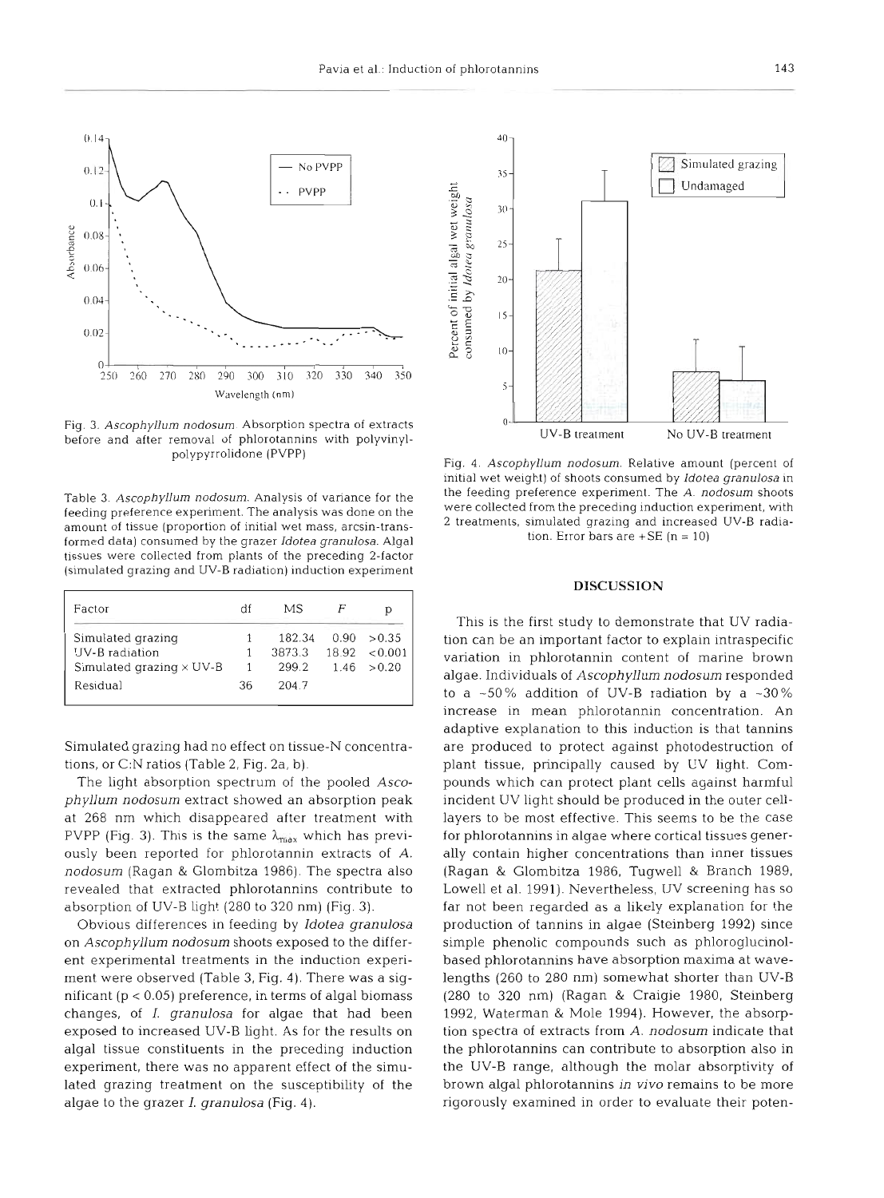Fig. 3. *Ascophyllum nodosum*. Absorption spectra of extracts before and after removal of phlorotannins with polyvinylpolypyrrolidone (PVPP)

Table 3. *Ascophyllum nodosum*. Analysis of variance for the feeding preference experiment. The analysis was done on the amount of tissue (proportion of initial wet mass, arcsin-transformed data) consumed by the grazer *Idotea granulosa*. Algal tissues were collected from plants of the preceding 2-factor (simulated grazing and UV-B radiation) induction experiment

| Factor | df | MS | F | p |
|---|---|---|---|---|
| Simulated grazing | 1 | 182.34 | 0.90 | >0.35 |
| UV-B radiation | 1 | 3873.3 | 18.92 | <0.001 |
| Simulated grazing × UV-B | 1 | 299.2 | 1.46 | >0.20 |
| Residual | 36 | 204.7 | | |

Simulated grazing had no effect on tissue-N concentrations, or C:N ratios (Table 2, Fig. 2a, b).

The light absorption spectrum of the pooled *Ascophyllum nodosum* extract showed an absorption peak at 268 nm which disappeared after treatment with PVPP (Fig. 3). This is the same $\lambda_{max}$ which has previously been reported for phlorotannin extracts of *A. nodosum* (Ragan & Glombitza 1986). The spectra also revealed that extracted phlorotannins contribute to absorption of UV-B light (280 to 320 nm) (Fig. 3).

Obvious differences in feeding by *Idotea granulosa* on *Ascophyllum nodosum* shoots exposed to the different experimental treatments in the induction experiment were observed (Table 3, Fig. 4). There was a significant ($p < 0.05$) preference, in terms of algal biomass changes, of *I. granulosa* for algae that had been exposed to increased UV-B light. As for the results on algal tissue constituents in the preceding induction experiment, there was no apparent effect of the simulated grazing treatment on the susceptibility of the algae to the grazer *I. granulosa* (Fig. 4).

Fig. 4. *Ascophyllum nodosum*. Relative amount (percent of initial wet weight) of shoots consumed by *Idotea granulosa* in the feeding preference experiment. The *A. nodosum* shoots were collected from the preceding induction experiment, with 2 treatments, simulated grazing and increased UV-B radiation. Error bars are +SE (n = 10)

## DISCUSSION

This is the first study to demonstrate that UV radiation can be an important factor to explain intraspecific variation in phlorotannin content of marine brown algae. Individuals of *Ascophyllum nodosum* responded to a ~50% addition of UV-B radiation by a ~30% increase in mean phlorotannin concentration. An adaptive explanation to this induction is that tannins are produced to protect against photodestruction of plant tissue, principally caused by UV light. Compounds which can protect plant cells against harmful incident UV light should be produced in the outer cell-layers to be most effective. This seems to be the case for phlorotannins in algae where cortical tissues generally contain higher concentrations than inner tissues (Ragan & Glombitza 1986, Tugwell & Branch 1989, Lowell et al. 1991). Nevertheless, UV screening has so far not been regarded as a likely explanation for the production of tannins in algae (Steinberg 1992) since simple phenolic compounds such as phloroglucinol-based phlorotannins have absorption maxima at wavelengths (260 to 280 nm) somewhat shorter than UV-B (280 to 320 nm) (Ragan & Craigie 1980, Steinberg 1992, Waterman & Mole 1994). However, the absorption spectra of extracts from *A. nodosum* indicate that the phlorotannins can contribute to absorption also in the UV-B range, although the molar absorptivity of brown algal phlorotannins *in vivo* remains to be more rigorously examined in order to evaluate their poten-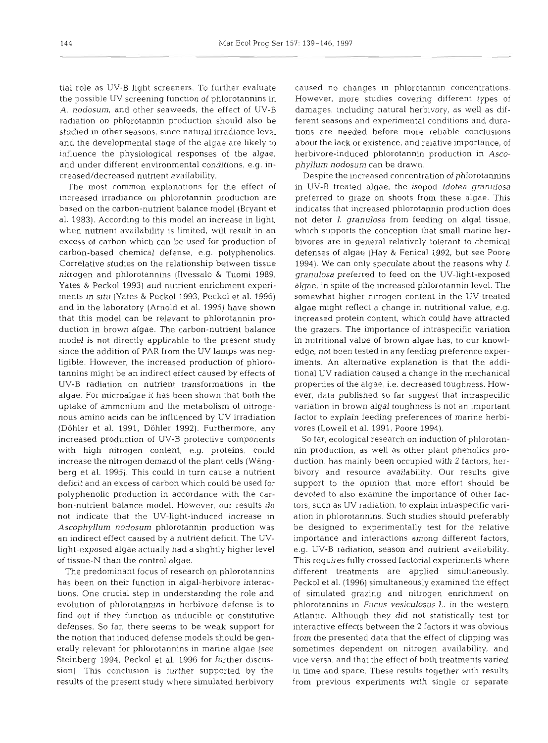tial role as UV-B light screeners. To further evaluate the possible UV screening function of phlorotannins in *A. nodosum*, and other seaweeds, the effect of UV-B radiation on phlorotannin production should also be studied in other seasons, since natural irradiance level and the developmental stage of the algae are likely to influence the physiological responses of the algae, and under different environmental conditions, e.g. increased/decreased nutrient availability.

The most common explanations for the effect of increased irradiance on phlorotannin production are based on the carbon-nutrient balance model (Bryant et al. 1983). According to this model an increase in light, when nutrient availability is limited, will result in an excess of carbon which can be used for production of carbon-based chemical defense, e.g. polyphenolics. Correlative studies on the relationship between tissue nitrogen and phlorotannins (Ilvessalo & Tuomi 1989, Yates & Peckol 1993) and nutrient enrichment experiments *in situ* (Yates & Peckol 1993, Peckol et al. 1996) and in the laboratory (Arnold et al. 1995) have shown that this model can be relevant to phlorotannin production in brown algae. The carbon-nutrient balance model is not directly applicable to the present study since the addition of PAR from the UV lamps was negligible. However, the increased production of phlorotannins might be an indirect effect caused by effects of UV-B radiation on nutrient transformations in the algae. For microalgae it has been shown that both the uptake of ammonium and the metabolism of nitrogenous amino acids can be influenced by UV irradiation (Döhler et al. 1991, Döhler 1992). Furthermore, any increased production of UV-B protective components with high nitrogen content, e.g. proteins, could increase the nitrogen demand of the plant cells (Wängberg et al. 1995). This could in turn cause a nutrient deficit and an excess of carbon which could be used for polyphenolic production in accordance with the carbon-nutrient balance model. However, our results do not indicate that the UV-light-induced increase in *Ascophyllum nodosum* phlorotannin production was an indirect effect caused by a nutrient deficit. The UV-light-exposed algae actually had a slightly higher level of tissue-N than the control algae.

The predominant focus of research on phlorotannins has been on their function in algal-herbivore interactions. One crucial step in understanding the role and evolution of phlorotannins in herbivore defense is to find out if they function as inducible or constitutive defenses. So far, there seems to be weak support for the notion that induced defense models should be generally relevant for phlorotannins in marine algae (see Steinberg 1994, Peckol et al. 1996 for further discussion). This conclusion is further supported by the results of the present study where simulated herbivory caused no changes in phlorotannin concentrations. However, more studies covering different types of damages, including natural herbivory, as well as different seasons and experimental conditions and durations are needed before more reliable conclusions about the lack or existence, and relative importance, of herbivore-induced phlorotannin production in *Ascophyllum nodosum* can be drawn.

Despite the increased concentration of phlorotannins in UV-B treated algae, the isopod *Idotea granulosa* preferred to graze on shoots from these algae. This indicates that increased phlorotannin production does not deter *I. granulosa* from feeding on algal tissue, which supports the conception that small marine herbivores are in general relatively tolerant to chemical defenses of algae (Hay & Fenical 1992, but see Poore 1994). We can only speculate about the reasons why *I. granulosa* preferred to feed on the UV-light-exposed algae, in spite of the increased phlorotannin level. The somewhat higher nitrogen content in the UV-treated algae might reflect a change in nutritional value, e.g. increased protein content, which could have attracted the grazers. The importance of intraspecific variation in nutritional value of brown algae has, to our knowledge, not been tested in any feeding preference experiments. An alternative explanation is that the additional UV radiation caused a change in the mechanical properties of the algae, i.e. decreased toughness. However, data published so far suggest that intraspecific variation in brown algal toughness is not an important factor to explain feeding preferences of marine herbivores (Lowell et al. 1991, Poore 1994).

So far, ecological research on induction of phlorotannin production, as well as other plant phenolics production, has mainly been occupied with 2 factors, herbivory and resource availability. Our results give support to the opinion that more effort should be devoted to also examine the importance of other factors, such as UV radiation, to explain intraspecific variation in phlorotannins. Such studies should preferably be designed to experimentally test for the relative importance and interactions among different factors, e.g. UV-B radiation, season and nutrient availability. This requires fully crossed factorial experiments where different treatments are applied simultaneously. Peckol et al. (1996) simultaneously examined the effect of simulated grazing and nitrogen enrichment on phlorotannins in *Fucus vesiculosus* L. in the western Atlantic. Although they did not statistically test for interactive effects between the 2 factors it was obvious from the presented data that the effect of clipping was sometimes dependent on nitrogen availability, and vice versa, and that the effect of both treatments varied in time and space. These results together with results from previous experiments with single or separate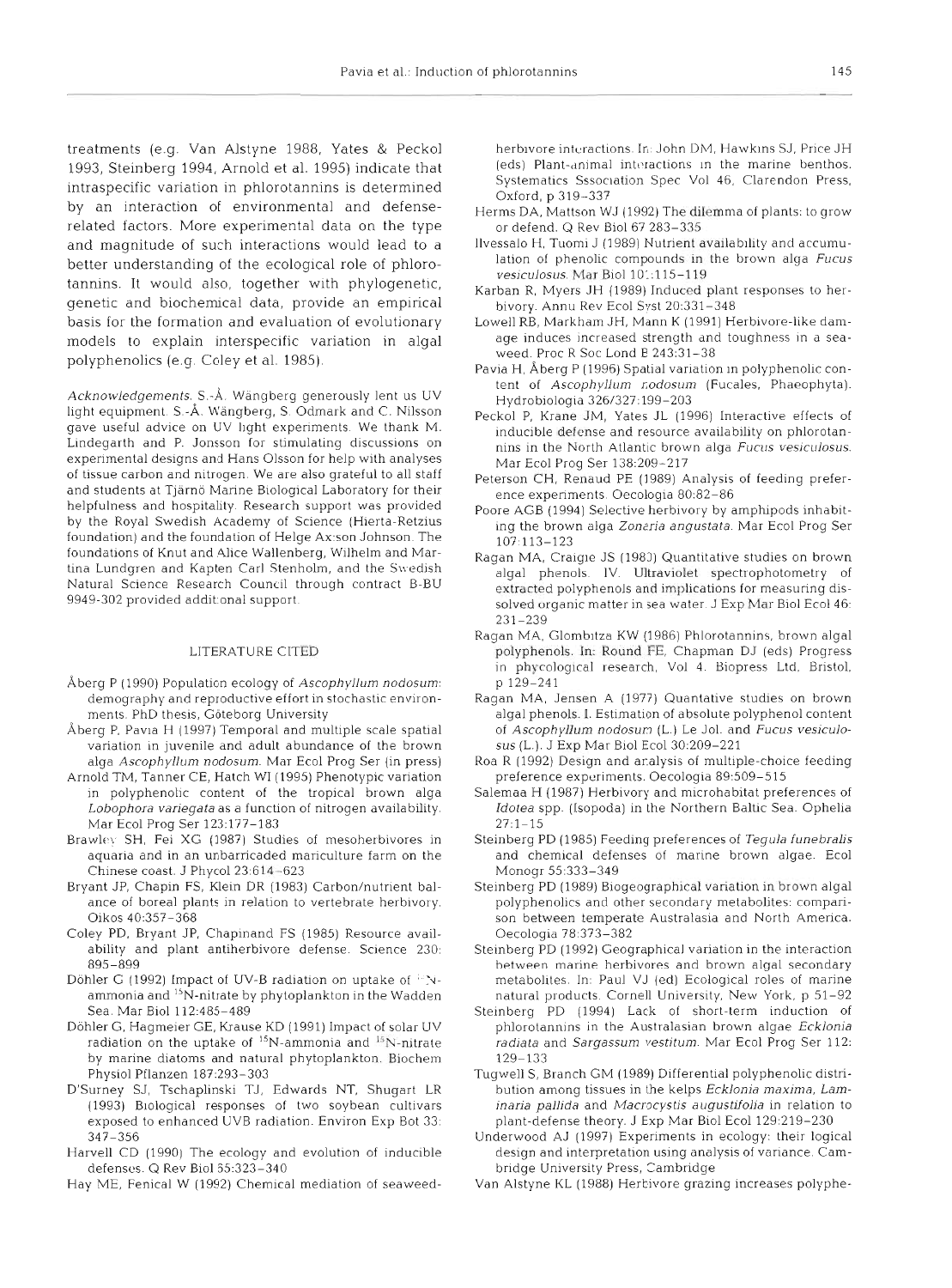treatments (e.g. Van Alstyne 1988, Yates & Peckol 1993, Steinberg 1994, Arnold et al. 1995) indicate that intraspecific variation in phlorotannins is determined by an interaction of environmental and defense-related factors. More experimental data on the type and magnitude of such interactions would lead to a better understanding of the ecological role of phlorotannins. It would also, together with phylogenetic, genetic and biochemical data, provide an empirical basis for the formation and evaluation of evolutionary models to explain interspecific variation in algal polyphenolics (e.g. Coley et al. 1985).

*Acknowledgements.* S.-Å. Wängberg generously lent us UV light equipment. S.-Å. Wängberg, S. Odmark and C. Nilsson gave useful advice on UV light experiments. We thank M. Lindegarth and P. Jonsson for stimulating discussions on experimental designs and Hans Olsson for help with analyses of tissue carbon and nitrogen. We are also grateful to all staff and students at Tjärnö Marine Biological Laboratory for their helpfulness and hospitality. Research support was provided by the Royal Swedish Academy of Science (Hierta-Retzius foundation) and the foundation of Helge Ax:son Johnson. The foundations of Knut and Alice Wallenberg, Wilhelm and Martina Lundgren and Kapten Carl Stenholm, and the Swedish Natural Science Research Council through contract B-BU 9949-302 provided additional support.

## LITERATURE CITED

Åberg P (1990) Population ecology of *Ascophyllum nodosum*: demography and reproductive effort in stochastic environments. PhD thesis, Göteborg University

Åberg P, Pavia H (1997) Temporal and multiple scale spatial variation in juvenile and adult abundance of the brown alga *Ascophyllum nodosum*. Mar Ecol Prog Ser (in press)

Arnold TM, Tanner CE, Hatch WI (1995) Phenotypic variation in polyphenolic content of the tropical brown alga *Lobophora variegata* as a function of nitrogen availability. Mar Ecol Prog Ser 123:177–183

Brawley SH, Fei XG (1987) Studies of mesoherbivores in aquaria and in an unbarricaded mariculture farm on the Chinese coast. J Phycol 23:614–623

Bryant JP, Chapin FS, Klein DR (1983) Carbon/nutrient balance of boreal plants in relation to vertebrate herbivory. Oikos 40:357–368

Coley PD, Bryant JP, Chapinand FS (1985) Resource availability and plant antiherbivore defense. Science 230: 895–899

Döhler G (1992) Impact of UV-B radiation on uptake of $^{15}$N-ammonia and $^{15}$N-nitrate by phytoplankton in the Wadden Sea. Mar Biol 112:485–489

Döhler G, Hagmeier GE, Krause KD (1991) Impact of solar UV radiation on the uptake of $^{15}$N-ammonia and $^{15}$N-nitrate by marine diatoms and natural phytoplankton. Biochem Physiol Pflanzen 187:293–303

D'Surney SJ, Tschaplinski TJ, Edwards NT, Shugart LR (1993) Biological responses of two soybean cultivars exposed to enhanced UVB radiation. Environ Exp Bot 33: 347–356

Harvell CD (1990) The ecology and evolution of inducible defenses. Q Rev Biol 65:323–340

Hay ME, Fenical W (1992) Chemical mediation of seaweed-herbivore interactions. In: John DM, Hawkins SJ, Price JH (eds) Plant-animal interactions in the marine benthos. Systematics Sssociation Spec Vol 46, Clarendon Press, Oxford, p 319–337

Herms DA, Mattson WJ (1992) The dilemma of plants: to grow or defend. Q Rev Biol 67 283–335

Ilvessalo H, Tuomi J (1989) Nutrient availability and accumulation of phenolic compounds in the brown alga *Fucus vesiculosus*. Mar Biol 101:115–119

Karban R, Myers JH (1989) Induced plant responses to herbivory. Annu Rev Ecol Syst 20:331–348

Lowell RB, Markham JH, Mann K (1991) Herbivore-like damage induces increased strength and toughness in a seaweed. Proc R Soc Lond B 243:31–38

Pavia H, Åberg P (1996) Spatial variation in polyphenolic content of *Ascophyllum nodosum* (Fucales, Phaeophyta). Hydrobiologia 326/327:199–203

Peckol P, Krane JM, Yates JL (1996) Interactive effects of inducible defense and resource availability on phlorotannins in the North Atlantic brown alga *Fucus vesiculosus*. Mar Ecol Prog Ser 138:209–217

Peterson CH, Renaud PE (1989) Analysis of feeding preference experiments. Oecologia 80:82–86

Poore AGB (1994) Selective herbivory by amphipods inhabiting the brown alga *Zonaria angustata*. Mar Ecol Prog Ser 107:113–123

Ragan MA, Craigie JS (1980) Quantitative studies on brown algal phenols. IV. Ultraviolet spectrophotometry of extracted polyphenols and implications for measuring dissolved organic matter in sea water. J Exp Mar Biol Ecol 46: 231–239

Ragan MA, Glombitza KW (1986) Phlorotannins, brown algal polyphenols. In: Round FE, Chapman DJ (eds) Progress in phycological research, Vol 4. Biopress Ltd, Bristol, p 129–241

Ragan MA, Jensen A (1977) Quantative studies on brown algal phenols. I. Estimation of absolute polyphenol content of *Ascophyllum nodosum* (L.) Le Jol. and *Fucus vesiculosus* (L.). J Exp Mar Biol Ecol 30:209–221

Roa R (1992) Design and analysis of multiple-choice feeding preference experiments. Oecologia 89:509–515

Salemaa H (1987) Herbivory and microhabitat preferences of *Idotea* spp. (Isopoda) in the Northern Baltic Sea. Ophelia 27:1–15

Steinberg PD (1985) Feeding preferences of *Tegula funebralis* and chemical defenses of marine brown algae. Ecol Monogr 55:333–349

Steinberg PD (1989) Biogeographical variation in brown algal polyphenolics and other secondary metabolites: comparison between temperate Australasia and North America. Oecologia 78:373–382

Steinberg PD (1992) Geographical variation in the interaction between marine herbivores and brown algal secondary metabolites. In: Paul VJ (ed) Ecological roles of marine natural products. Cornell University, New York, p 51–92

Steinberg PD (1994) Lack of short-term induction of phlorotannins in the Australasian brown algae *Ecklonia radiata* and *Sargassum vestitum*. Mar Ecol Prog Ser 112: 129–133

Tugwell S, Branch GM (1989) Differential polyphenolic distribution among tissues in the kelps *Ecklonia maxima*, *Laminaria pallida* and *Macrocystis augustifolia* in relation to plant-defense theory. J Exp Mar Biol Ecol 129:219–230

Underwood AJ (1997) Experiments in ecology: their logical design and interpretation using analysis of variance. Cambridge University Press, Cambridge

Van Alstyne KL (1988) Herbivore grazing increases polyphe-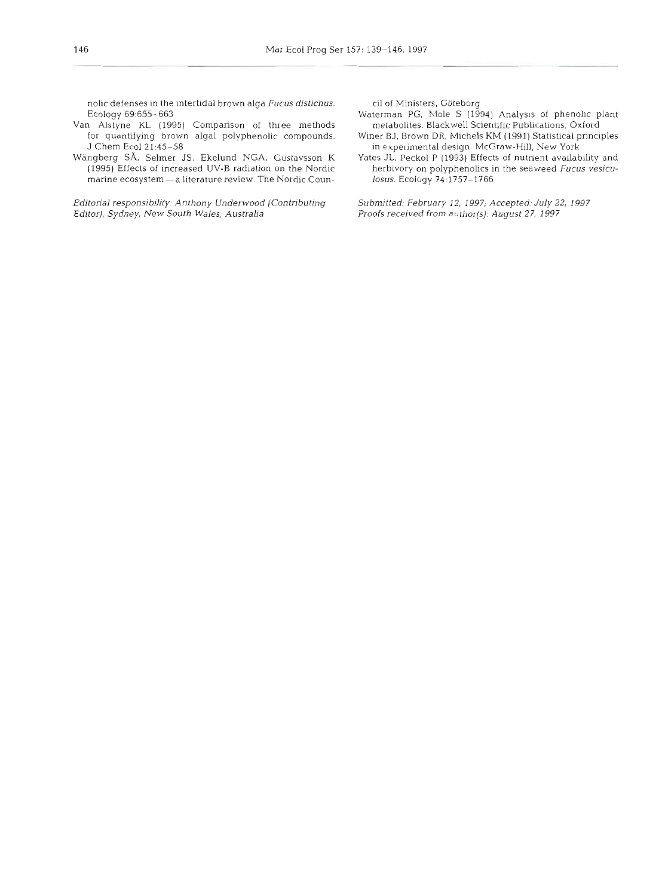nolic defenses in the intertidal brown alga *Fucus distichus*. Ecology 69:655–663

Van Alstyne KL (1995) Comparison of three methods for quantifying brown algal polyphenolic compounds. J Chem Ecol 21:45–58

Wängberg SÅ, Selmer JS, Ekelund NGA, Gustavsson K (1995) Effects of increased UV-B radiation on the Nordic marine ecosystem—a literature review. The Nordic Council of Ministers, Göteborg

Waterman PG, Mole S (1994) Analysis of phenolic plant metabolites. Blackwell Scientific Publications, Oxford

Winer BJ, Brown DR, Michels KM (1991) Statistical principles in experimental design. McGraw-Hill, New York

Yates JL, Peckol P (1993) Effects of nutrient availability and herbivory on polyphenolics in the seaweed *Fucus vesiculosus*. Ecology 74:1757–1766

*Editorial responsibility: Anthony Underwood (Contributing Editor), Sydney, New South Wales, Australia*

*Submitted: February 12, 1997; Accepted: July 22, 1997*
*Proofs received from author(s): August 27, 1997*